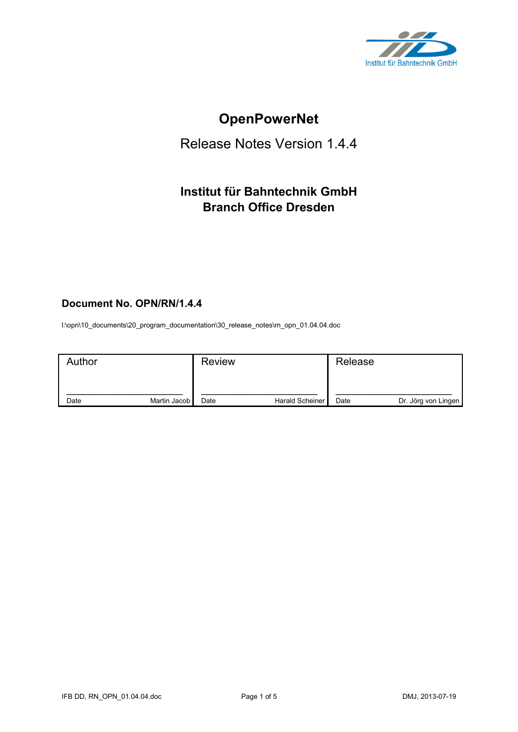Institut für Bahntechnik GmbH

# OpenPowerNet

## Release Notes Version 1.4.4

### Institut für Bahntechnik GmbH
### Branch Office Dresden

**Document No. OPN/RN/1.4.4**

I:\opn\10_documents\20_program_documentation\30_release_notes\rn_opn_01.04.04.doc

| Author | Review | Release |
|---|---|---|
| Date Martin Jacob | Date Harald Scheiner | Date Dr. Jörg von Lingen |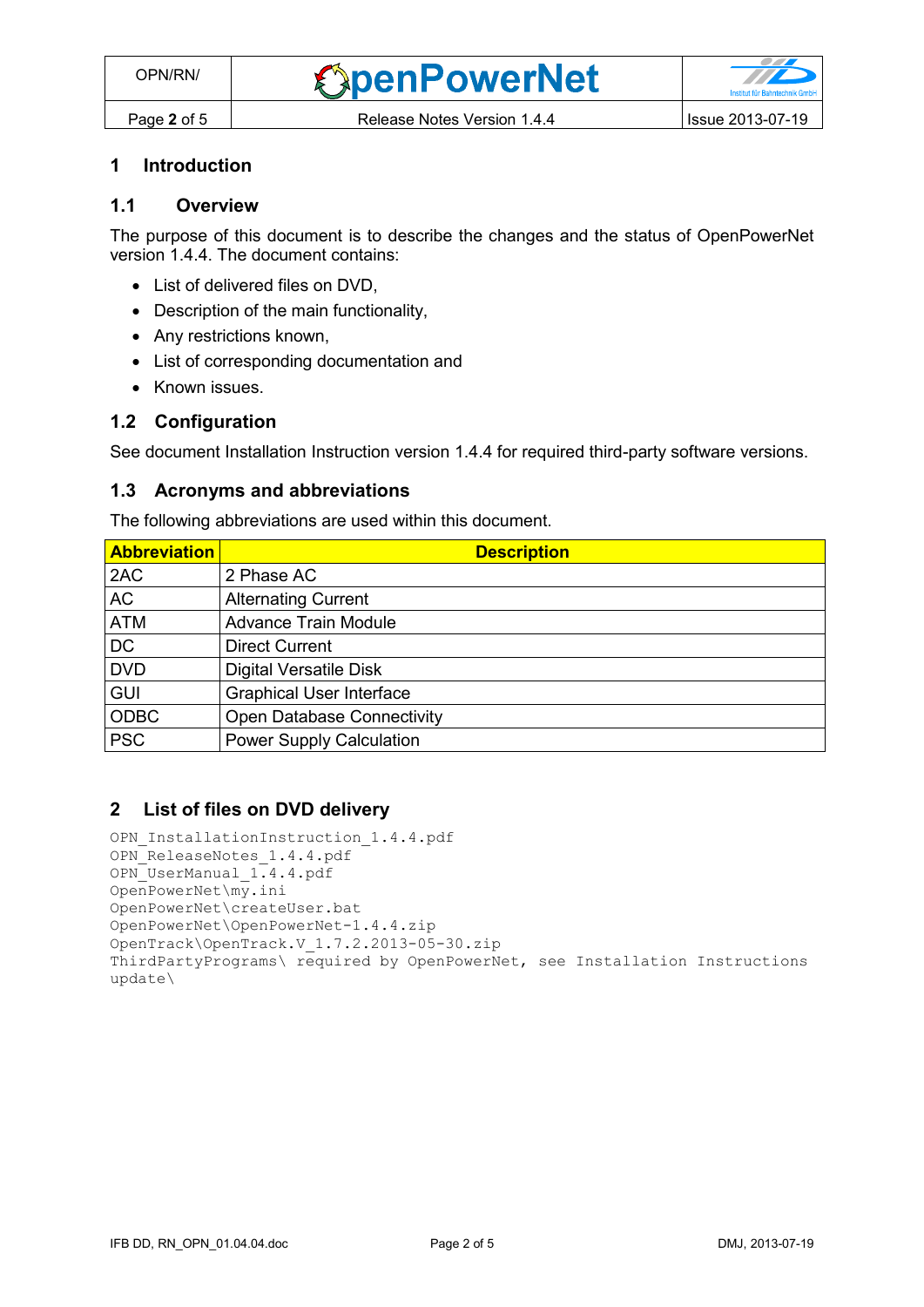# 1 Introduction

## 1.1 Overview

The purpose of this document is to describe the changes and the status of OpenPowerNet version 1.4.4. The document contains:

- List of delivered files on DVD,
- Description of the main functionality,
- Any restrictions known,
- List of corresponding documentation and
- Known issues.

## 1.2 Configuration

See document Installation Instruction version 1.4.4 for required third-party software versions.

## 1.3 Acronyms and abbreviations

The following abbreviations are used within this document.

| Abbreviation | Description |
|---|---|
| 2AC | 2 Phase AC |
| AC | Alternating Current |
| ATM | Advance Train Module |
| DC | Direct Current |
| DVD | Digital Versatile Disk |
| GUI | Graphical User Interface |
| ODBC | Open Database Connectivity |
| PSC | Power Supply Calculation |

# 2 List of files on DVD delivery

```
OPN_InstallationInstruction_1.4.4.pdf
OPN_ReleaseNotes_1.4.4.pdf
OPN_UserManual_1.4.4.pdf
OpenPowerNet\my.ini
OpenPowerNet\createUser.bat
OpenPowerNet\OpenPowerNet-1.4.4.zip
OpenTrack\OpenTrack.V_1.7.2.2013-05-30.zip
ThirdPartyPrograms\ required by OpenPowerNet, see Installation Instructions
update\
```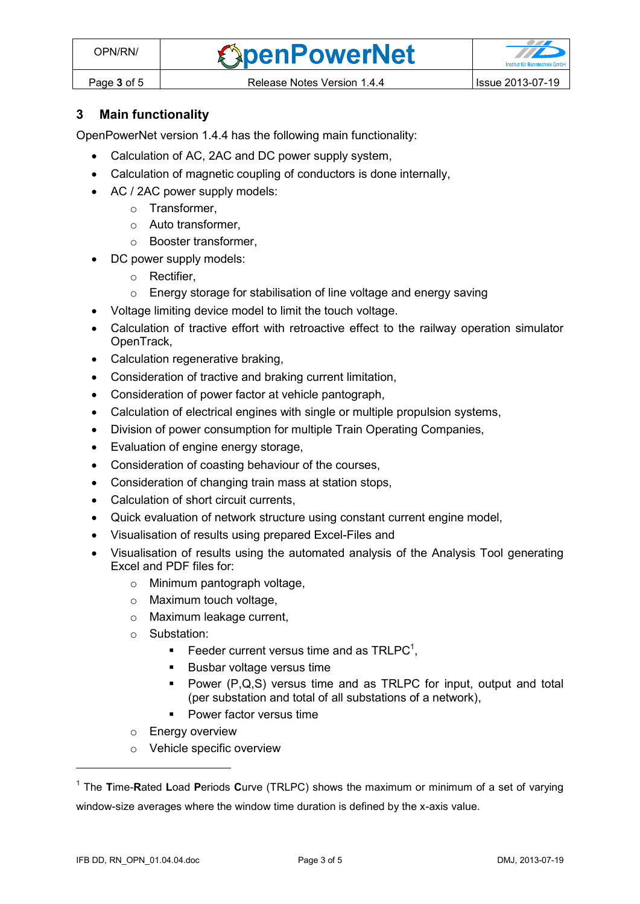## 3 Main functionality

OpenPowerNet version 1.4.4 has the following main functionality:

- Calculation of AC, 2AC and DC power supply system,
- Calculation of magnetic coupling of conductors is done internally,
- AC / 2AC power supply models:
  - Transformer,
  - Auto transformer,
  - Booster transformer,
- DC power supply models:
  - Rectifier,
  - Energy storage for stabilisation of line voltage and energy saving
- Voltage limiting device model to limit the touch voltage.
- Calculation of tractive effort with retroactive effect to the railway operation simulator OpenTrack,
- Calculation regenerative braking,
- Consideration of tractive and braking current limitation,
- Consideration of power factor at vehicle pantograph,
- Calculation of electrical engines with single or multiple propulsion systems,
- Division of power consumption for multiple Train Operating Companies,
- Evaluation of engine energy storage,
- Consideration of coasting behaviour of the courses,
- Consideration of changing train mass at station stops,
- Calculation of short circuit currents,
- Quick evaluation of network structure using constant current engine model,
- Visualisation of results using prepared Excel-Files and
- Visualisation of results using the automated analysis of the Analysis Tool generating Excel and PDF files for:
  - Minimum pantograph voltage,
  - Maximum touch voltage,
  - Maximum leakage current,
  - Substation:
    - Feeder current versus time and as TRLPC[1],
    - Busbar voltage versus time
    - Power (P,Q,S) versus time and as TRLPC for input, output and total (per substation and total of all substations of a network),
    - Power factor versus time
  - Energy overview
  - Vehicle specific overview

---

[1] The **T**ime-**R**ated **L**oad **P**eriods **C**urve (TRLPC) shows the maximum or minimum of a set of varying window-size averages where the window time duration is defined by the x-axis value.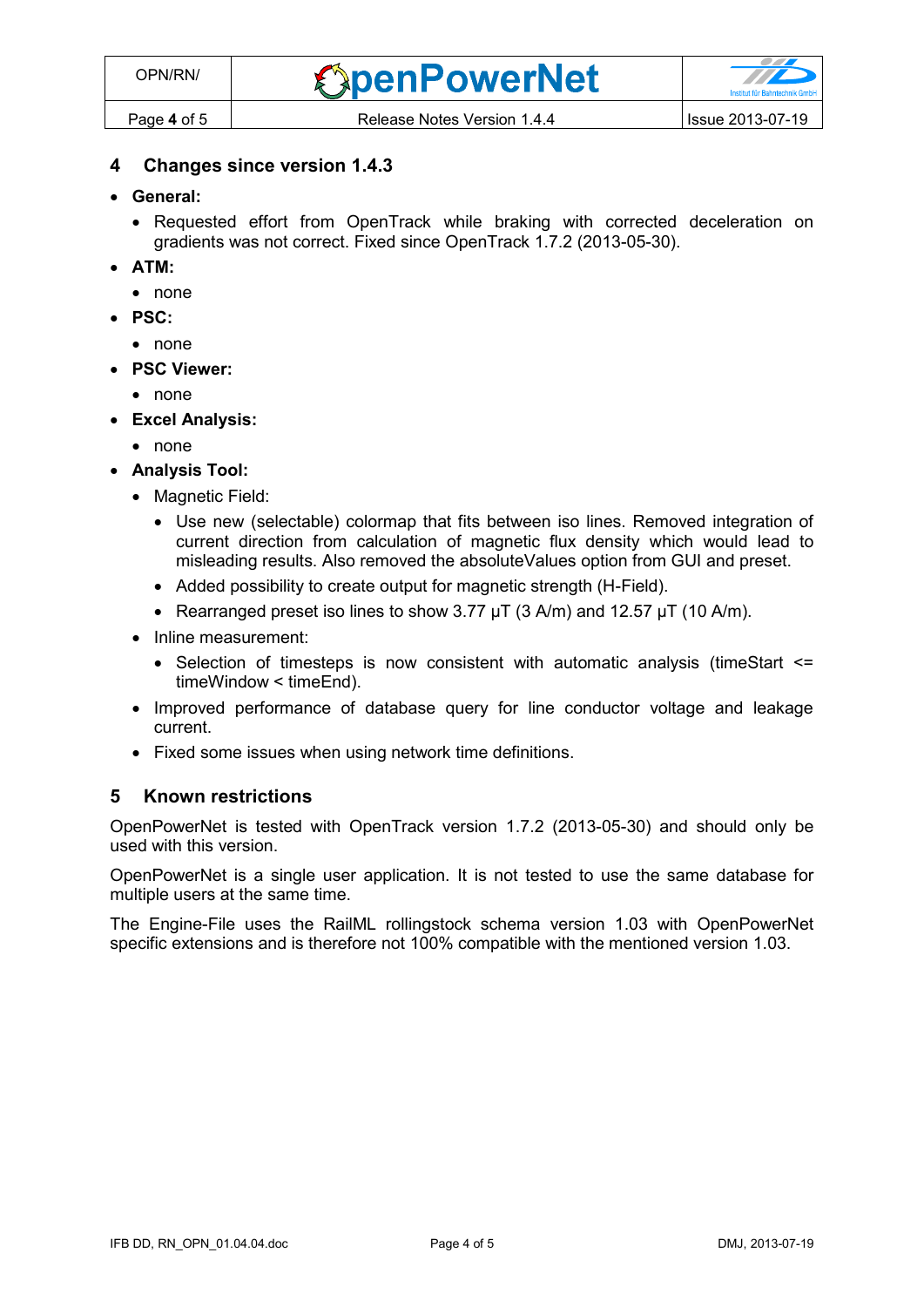## 4 Changes since version 1.4.3

- **General:**
  - Requested effort from OpenTrack while braking with corrected deceleration on gradients was not correct. Fixed since OpenTrack 1.7.2 (2013-05-30).
- **ATM:**
  - none
- **PSC:**
  - none
- **PSC Viewer:**
  - none
- **Excel Analysis:**
  - none
- **Analysis Tool:**
  - Magnetic Field:
    - Use new (selectable) colormap that fits between iso lines. Removed integration of current direction from calculation of magnetic flux density which would lead to misleading results. Also removed the absoluteValues option from GUI and preset.
    - Added possibility to create output for magnetic strength (H-Field).
    - Rearranged preset iso lines to show 3.77 μT (3 A/m) and 12.57 μT (10 A/m).
  - Inline measurement:
    - Selection of timesteps is now consistent with automatic analysis (timeStart <= timeWindow < timeEnd).
  - Improved performance of database query for line conductor voltage and leakage current.
  - Fixed some issues when using network time definitions.

## 5 Known restrictions

OpenPowerNet is tested with OpenTrack version 1.7.2 (2013-05-30) and should only be used with this version.

OpenPowerNet is a single user application. It is not tested to use the same database for multiple users at the same time.

The Engine-File uses the RailML rollingstock schema version 1.03 with OpenPowerNet specific extensions and is therefore not 100% compatible with the mentioned version 1.03.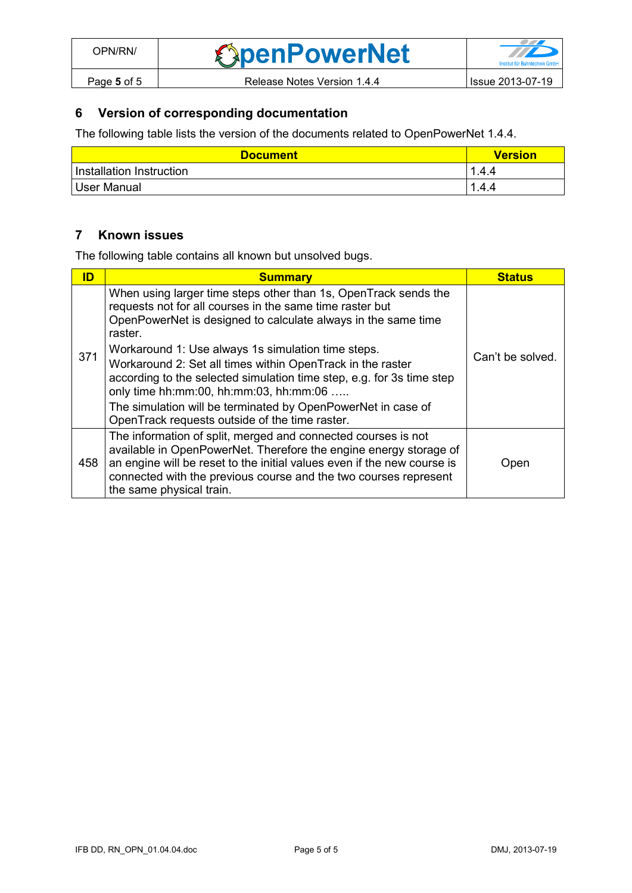## 6 Version of corresponding documentation

The following table lists the version of the documents related to OpenPowerNet 1.4.4.

| Document | Version |
|---|---|
| Installation Instruction | 1.4.4 |
| User Manual | 1.4.4 |

## 7 Known issues

The following table contains all known but unsolved bugs.

| ID | Summary | Status |
|---|---|---|
| 371 | When using larger time steps other than 1s, OpenTrack sends the requests not for all courses in the same time raster but OpenPowerNet is designed to calculate always in the same time raster.<br>Workaround 1: Use always 1s simulation time steps.<br>Workaround 2: Set all times within OpenTrack in the raster according to the selected simulation time step, e.g. for 3s time step only time hh:mm:00, hh:mm:03, hh:mm:06 …..<br>The simulation will be terminated by OpenPowerNet in case of OpenTrack requests outside of the time raster. | Can't be solved. |
| 458 | The information of split, merged and connected courses is not available in OpenPowerNet. Therefore the engine energy storage of an engine will be reset to the initial values even if the new course is connected with the previous course and the two courses represent the same physical train. | Open |